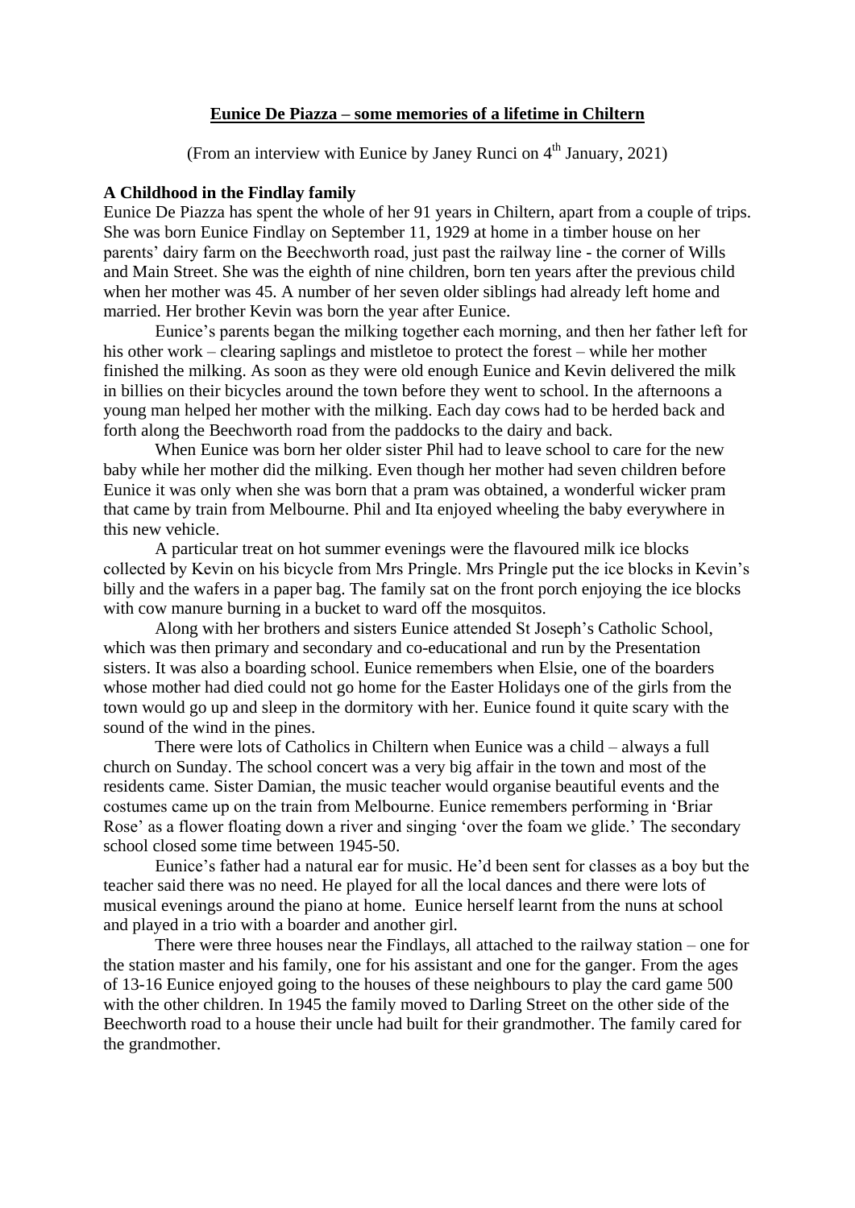# Eunice De Piazza – some memories of a lifetime in Chiltern

(From an interview with Eunice by Janey Runci on 4th January, 2021)

## A Childhood in the Findlay family

Eunice De Piazza has spent the whole of her 91 years in Chiltern, apart from a couple of trips. She was born Eunice Findlay on September 11, 1929 at home in a timber house on her parents' dairy farm on the Beechworth road, just past the railway line - the corner of Wills and Main Street. She was the eighth of nine children, born ten years after the previous child when her mother was 45. A number of her seven older siblings had already left home and married. Her brother Kevin was born the year after Eunice.

Eunice's parents began the milking together each morning, and then her father left for his other work – clearing saplings and mistletoe to protect the forest – while her mother finished the milking. As soon as they were old enough Eunice and Kevin delivered the milk in billies on their bicycles around the town before they went to school. In the afternoons a young man helped her mother with the milking. Each day cows had to be herded back and forth along the Beechworth road from the paddocks to the dairy and back.

When Eunice was born her older sister Phil had to leave school to care for the new baby while her mother did the milking. Even though her mother had seven children before Eunice it was only when she was born that a pram was obtained, a wonderful wicker pram that came by train from Melbourne. Phil and Ita enjoyed wheeling the baby everywhere in this new vehicle.

A particular treat on hot summer evenings were the flavoured milk ice blocks collected by Kevin on his bicycle from Mrs Pringle. Mrs Pringle put the ice blocks in Kevin's billy and the wafers in a paper bag. The family sat on the front porch enjoying the ice blocks with cow manure burning in a bucket to ward off the mosquitos.

Along with her brothers and sisters Eunice attended St Joseph's Catholic School, which was then primary and secondary and co-educational and run by the Presentation sisters. It was also a boarding school. Eunice remembers when Elsie, one of the boarders whose mother had died could not go home for the Easter Holidays one of the girls from the town would go up and sleep in the dormitory with her. Eunice found it quite scary with the sound of the wind in the pines.

There were lots of Catholics in Chiltern when Eunice was a child – always a full church on Sunday. The school concert was a very big affair in the town and most of the residents came. Sister Damian, the music teacher would organise beautiful events and the costumes came up on the train from Melbourne. Eunice remembers performing in 'Briar Rose' as a flower floating down a river and singing 'over the foam we glide.' The secondary school closed some time between 1945-50.

Eunice's father had a natural ear for music. He'd been sent for classes as a boy but the teacher said there was no need. He played for all the local dances and there were lots of musical evenings around the piano at home. Eunice herself learnt from the nuns at school and played in a trio with a boarder and another girl.

There were three houses near the Findlays, all attached to the railway station – one for the station master and his family, one for his assistant and one for the ganger. From the ages of 13-16 Eunice enjoyed going to the houses of these neighbours to play the card game 500 with the other children. In 1945 the family moved to Darling Street on the other side of the Beechworth road to a house their uncle had built for their grandmother. The family cared for the grandmother.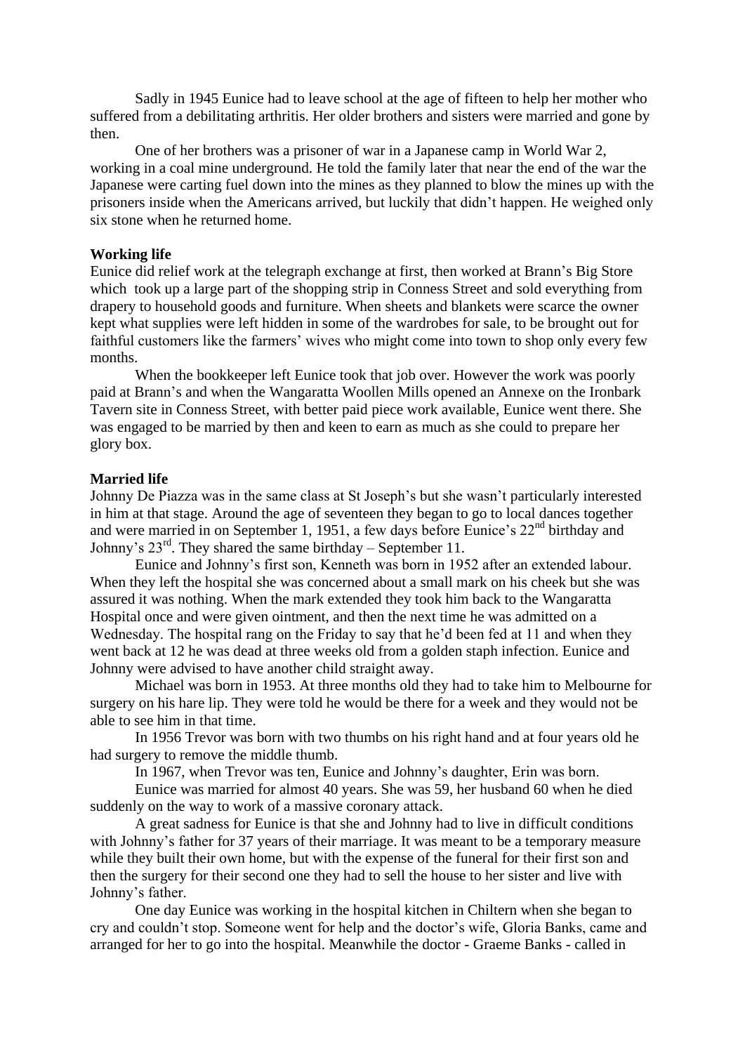Sadly in 1945 Eunice had to leave school at the age of fifteen to help her mother who suffered from a debilitating arthritis. Her older brothers and sisters were married and gone by then.

One of her brothers was a prisoner of war in a Japanese camp in World War 2, working in a coal mine underground. He told the family later that near the end of the war the Japanese were carting fuel down into the mines as they planned to blow the mines up with the prisoners inside when the Americans arrived, but luckily that didn't happen. He weighed only six stone when he returned home.

**Working life**

Eunice did relief work at the telegraph exchange at first, then worked at Brann's Big Store which took up a large part of the shopping strip in Conness Street and sold everything from drapery to household goods and furniture. When sheets and blankets were scarce the owner kept what supplies were left hidden in some of the wardrobes for sale, to be brought out for faithful customers like the farmers' wives who might come into town to shop only every few months.

When the bookkeeper left Eunice took that job over. However the work was poorly paid at Brann's and when the Wangaratta Woollen Mills opened an Annexe on the Ironbark Tavern site in Conness Street, with better paid piece work available, Eunice went there. She was engaged to be married by then and keen to earn as much as she could to prepare her glory box.

**Married life**

Johnny De Piazza was in the same class at St Joseph's but she wasn't particularly interested in him at that stage. Around the age of seventeen they began to go to local dances together and were married in on September 1, 1951, a few days before Eunice's 22nd birthday and Johnny's 23rd. They shared the same birthday – September 11.

Eunice and Johnny's first son, Kenneth was born in 1952 after an extended labour. When they left the hospital she was concerned about a small mark on his cheek but she was assured it was nothing. When the mark extended they took him back to the Wangaratta Hospital once and were given ointment, and then the next time he was admitted on a Wednesday. The hospital rang on the Friday to say that he'd been fed at 11 and when they went back at 12 he was dead at three weeks old from a golden staph infection. Eunice and Johnny were advised to have another child straight away.

Michael was born in 1953. At three months old they had to take him to Melbourne for surgery on his hare lip. They were told he would be there for a week and they would not be able to see him in that time.

In 1956 Trevor was born with two thumbs on his right hand and at four years old he had surgery to remove the middle thumb.

In 1967, when Trevor was ten, Eunice and Johnny's daughter, Erin was born.

Eunice was married for almost 40 years. She was 59, her husband 60 when he died suddenly on the way to work of a massive coronary attack.

A great sadness for Eunice is that she and Johnny had to live in difficult conditions with Johnny's father for 37 years of their marriage. It was meant to be a temporary measure while they built their own home, but with the expense of the funeral for their first son and then the surgery for their second one they had to sell the house to her sister and live with Johnny's father.

One day Eunice was working in the hospital kitchen in Chiltern when she began to cry and couldn't stop. Someone went for help and the doctor's wife, Gloria Banks, came and arranged for her to go into the hospital. Meanwhile the doctor - Graeme Banks - called in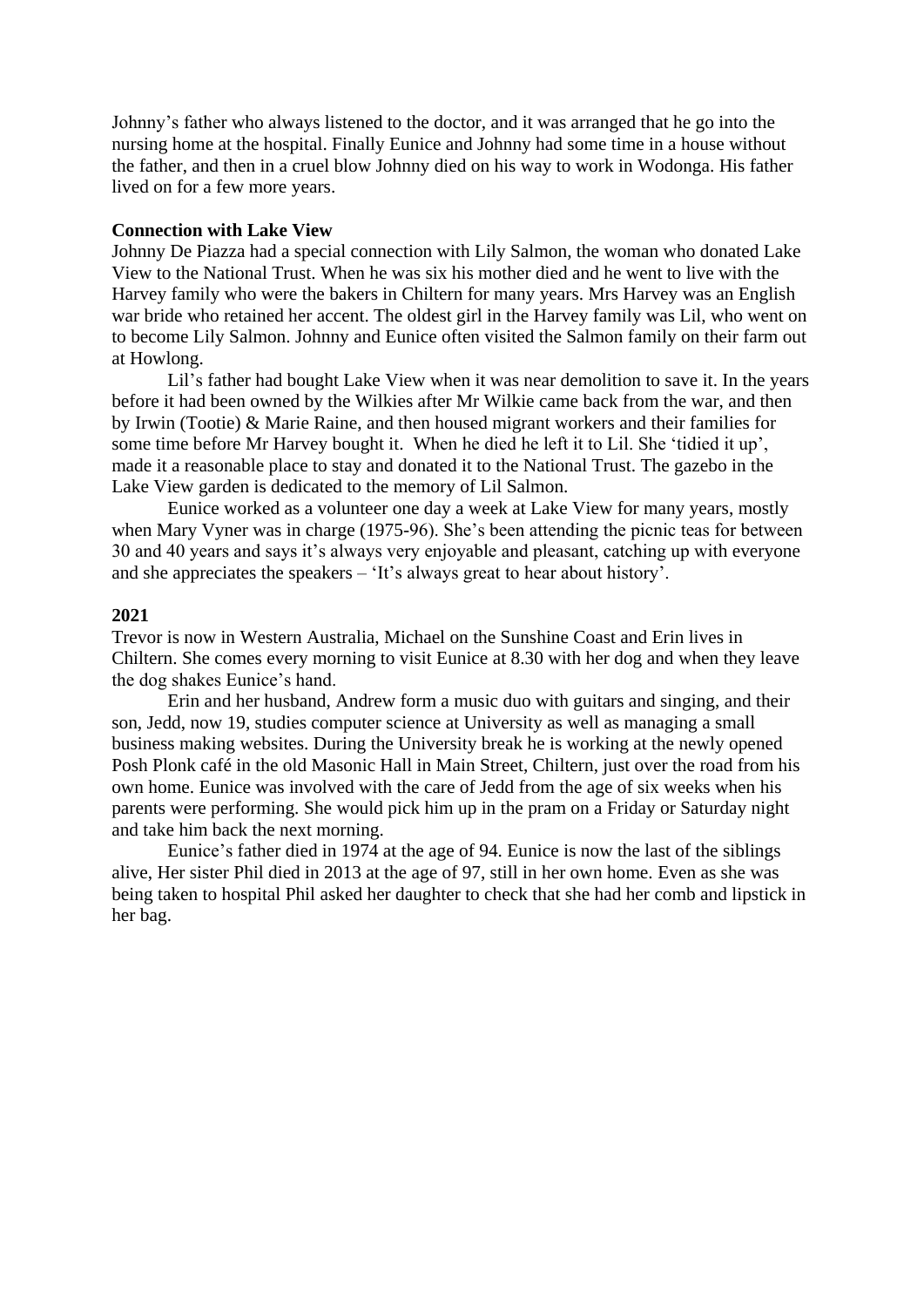Johnny's father who always listened to the doctor, and it was arranged that he go into the nursing home at the hospital. Finally Eunice and Johnny had some time in a house without the father, and then in a cruel blow Johnny died on his way to work in Wodonga. His father lived on for a few more years.

**Connection with Lake View**

Johnny De Piazza had a special connection with Lily Salmon, the woman who donated Lake View to the National Trust. When he was six his mother died and he went to live with the Harvey family who were the bakers in Chiltern for many years. Mrs Harvey was an English war bride who retained her accent. The oldest girl in the Harvey family was Lil, who went on to become Lily Salmon. Johnny and Eunice often visited the Salmon family on their farm out at Howlong.

Lil's father had bought Lake View when it was near demolition to save it. In the years before it had been owned by the Wilkies after Mr Wilkie came back from the war, and then by Irwin (Tootie) & Marie Raine, and then housed migrant workers and their families for some time before Mr Harvey bought it. When he died he left it to Lil. She 'tidied it up', made it a reasonable place to stay and donated it to the National Trust. The gazebo in the Lake View garden is dedicated to the memory of Lil Salmon.

Eunice worked as a volunteer one day a week at Lake View for many years, mostly when Mary Vyner was in charge (1975-96). She's been attending the picnic teas for between 30 and 40 years and says it's always very enjoyable and pleasant, catching up with everyone and she appreciates the speakers – 'It's always great to hear about history'.

**2021**

Trevor is now in Western Australia, Michael on the Sunshine Coast and Erin lives in Chiltern. She comes every morning to visit Eunice at 8.30 with her dog and when they leave the dog shakes Eunice's hand.

Erin and her husband, Andrew form a music duo with guitars and singing, and their son, Jedd, now 19, studies computer science at University as well as managing a small business making websites. During the University break he is working at the newly opened Posh Plonk café in the old Masonic Hall in Main Street, Chiltern, just over the road from his own home. Eunice was involved with the care of Jedd from the age of six weeks when his parents were performing. She would pick him up in the pram on a Friday or Saturday night and take him back the next morning.

Eunice's father died in 1974 at the age of 94. Eunice is now the last of the siblings alive, Her sister Phil died in 2013 at the age of 97, still in her own home. Even as she was being taken to hospital Phil asked her daughter to check that she had her comb and lipstick in her bag.